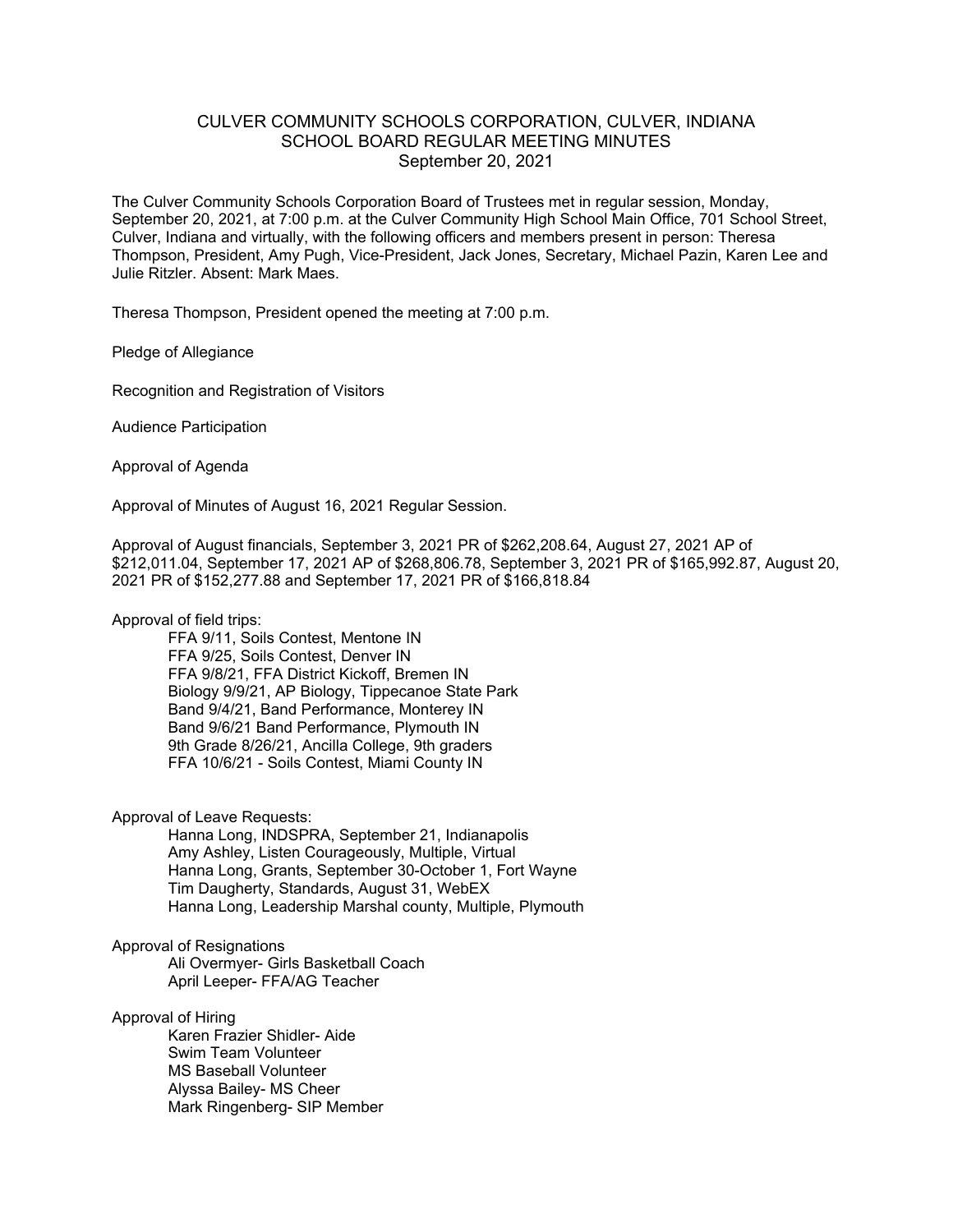# CULVER COMMUNITY SCHOOLS CORPORATION, CULVER, INDIANA
## SCHOOL BOARD REGULAR MEETING MINUTES
### September 20, 2021

The Culver Community Schools Corporation Board of Trustees met in regular session, Monday, September 20, 2021, at 7:00 p.m. at the Culver Community High School Main Office, 701 School Street, Culver, Indiana and virtually, with the following officers and members present in person: Theresa Thompson, President, Amy Pugh, Vice-President, Jack Jones, Secretary, Michael Pazin, Karen Lee and Julie Ritzler. Absent: Mark Maes.

Theresa Thompson, President opened the meeting at 7:00 p.m.

Pledge of Allegiance

Recognition and Registration of Visitors

Audience Participation

Approval of Agenda

Approval of Minutes of August 16, 2021 Regular Session.

Approval of August financials, September 3, 2021 PR of $262,208.64, August 27, 2021 AP of $212,011.04, September 17, 2021 AP of $268,806.78, September 3, 2021 PR of $165,992.87, August 20, 2021 PR of $152,277.88 and September 17, 2021 PR of $166,818.84

Approval of field trips:

- FFA 9/11, Soils Contest, Mentone IN
- FFA 9/25, Soils Contest, Denver IN
- FFA 9/8/21, FFA District Kickoff, Bremen IN
- Biology 9/9/21, AP Biology, Tippecanoe State Park
- Band 9/4/21, Band Performance, Monterey IN
- Band 9/6/21 Band Performance, Plymouth IN
- 9th Grade 8/26/21, Ancilla College, 9th graders
- FFA 10/6/21 - Soils Contest, Miami County IN

Approval of Leave Requests:

- Hanna Long, INDSPRA, September 21, Indianapolis
- Amy Ashley, Listen Courageously, Multiple, Virtual
- Hanna Long, Grants, September 30-October 1, Fort Wayne
- Tim Daugherty, Standards, August 31, WebEX
- Hanna Long, Leadership Marshal county, Multiple, Plymouth

Approval of Resignations

- Ali Overmyer- Girls Basketball Coach
- April Leeper- FFA/AG Teacher

Approval of Hiring

- Karen Frazier Shidler- Aide
- Swim Team Volunteer
- MS Baseball Volunteer
- Alyssa Bailey- MS Cheer
- Mark Ringenberg- SIP Member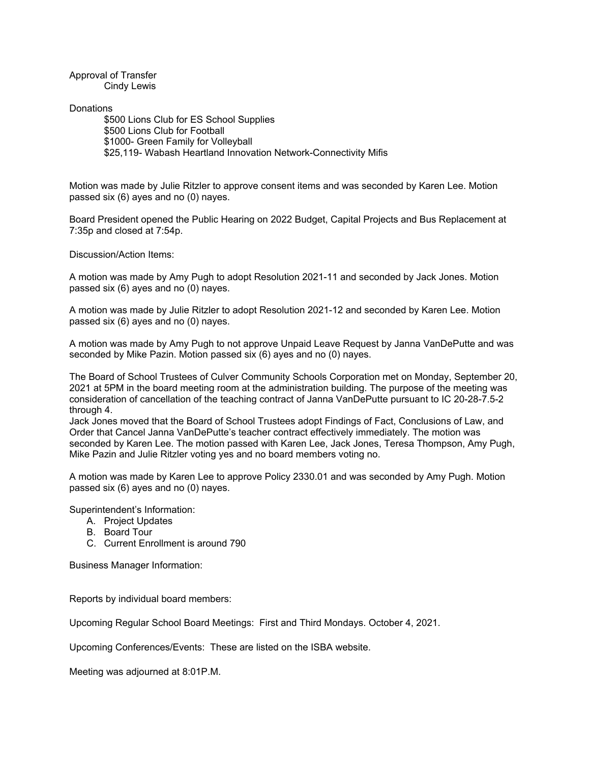Approval of Transfer

    Cindy Lewis

Donations

    $500 Lions Club for ES School Supplies
    $500 Lions Club for Football
    $1000- Green Family for Volleyball
    $25,119- Wabash Heartland Innovation Network-Connectivity Mifis

Motion was made by Julie Ritzler to approve consent items and was seconded by Karen Lee. Motion passed six (6) ayes and no (0) nayes.

Board President opened the Public Hearing on 2022 Budget, Capital Projects and Bus Replacement at 7:35p and closed at 7:54p.

Discussion/Action Items:

A motion was made by Amy Pugh to adopt Resolution 2021-11 and seconded by Jack Jones. Motion passed six (6) ayes and no (0) nayes.

A motion was made by Julie Ritzler to adopt Resolution 2021-12 and seconded by Karen Lee. Motion passed six (6) ayes and no (0) nayes.

A motion was made by Amy Pugh to not approve Unpaid Leave Request by Janna VanDePutte and was seconded by Mike Pazin. Motion passed six (6) ayes and no (0) nayes.

The Board of School Trustees of Culver Community Schools Corporation met on Monday, September 20, 2021 at 5PM in the board meeting room at the administration building. The purpose of the meeting was consideration of cancellation of the teaching contract of Janna VanDePutte pursuant to IC 20-28-7.5-2 through 4.
Jack Jones moved that the Board of School Trustees adopt Findings of Fact, Conclusions of Law, and Order that Cancel Janna VanDePutte's teacher contract effectively immediately. The motion was seconded by Karen Lee. The motion passed with Karen Lee, Jack Jones, Teresa Thompson, Amy Pugh, Mike Pazin and Julie Ritzler voting yes and no board members voting no.

A motion was made by Karen Lee to approve Policy 2330.01 and was seconded by Amy Pugh. Motion passed six (6) ayes and no (0) nayes.

Superintendent's Information:

A. Project Updates
B. Board Tour
C. Current Enrollment is around 790

Business Manager Information:

Reports by individual board members:

Upcoming Regular School Board Meetings: First and Third Mondays. October 4, 2021.

Upcoming Conferences/Events: These are listed on the ISBA website.

Meeting was adjourned at 8:01P.M.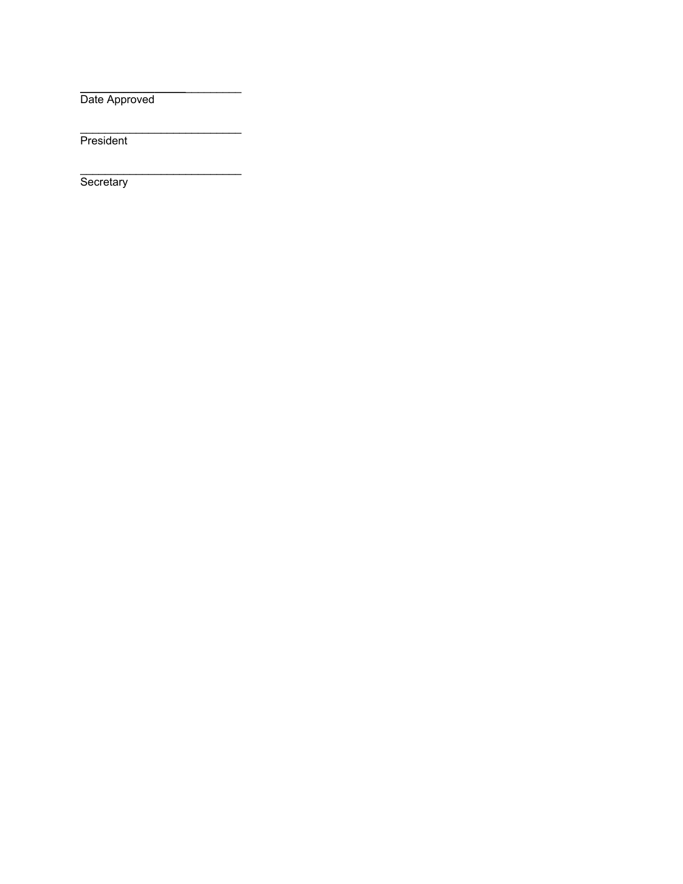___________________________
Date Approved

___________________________
President

___________________________
Secretary